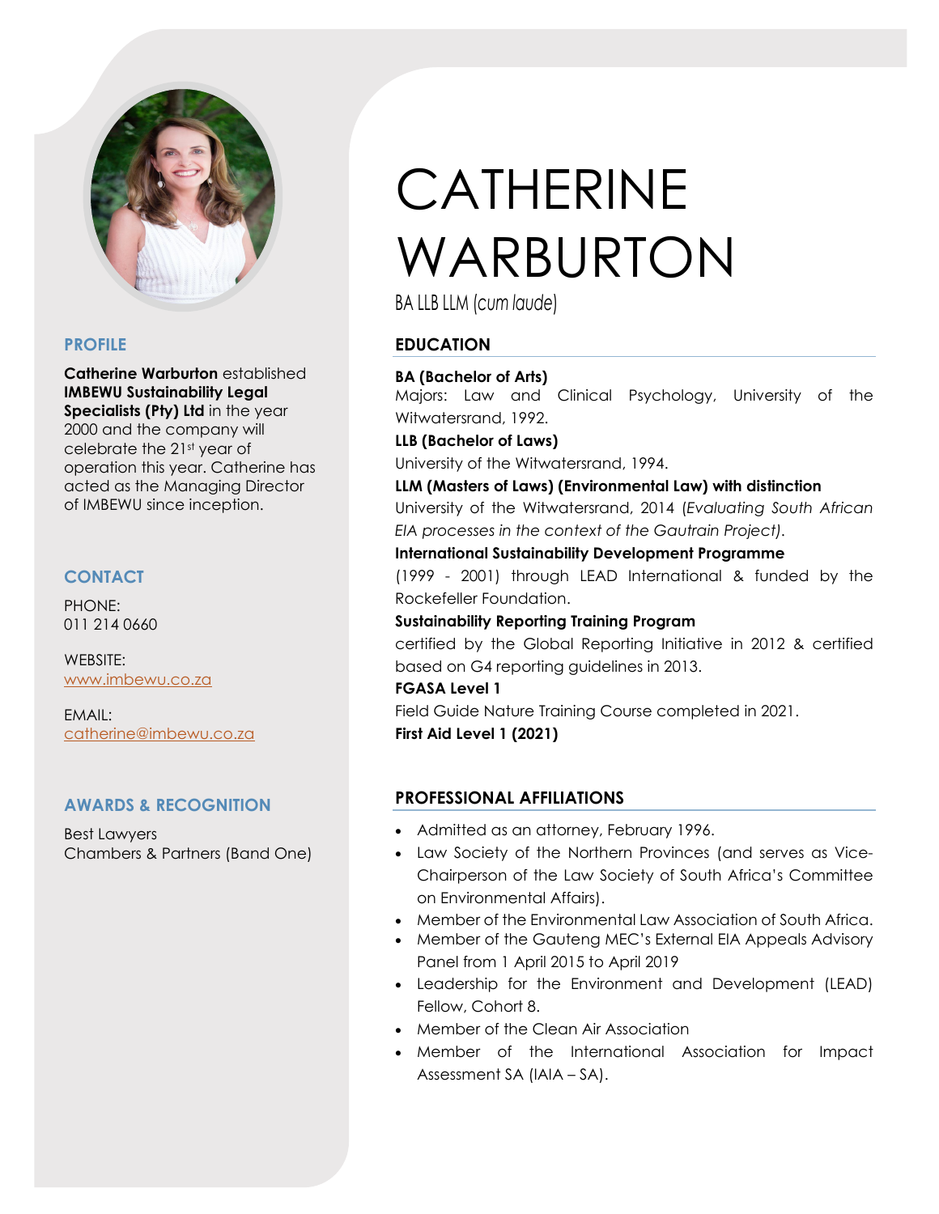# CATHERINE WARBURTON

BA LLB LLM (*cum laude*)

## PROFILE

**Catherine Warburton** established **IMBEWU Sustainability Legal Specialists (Pty) Ltd** in the year 2000 and the company will celebrate the 21st year of operation this year. Catherine has acted as the Managing Director of IMBEWU since inception.

## CONTACT

PHONE:
011 214 0660

WEBSITE:
www.imbewu.co.za

EMAIL:
catherine@imbewu.co.za

## AWARDS & RECOGNITION

Best Lawyers
Chambers & Partners (Band One)

## EDUCATION

**BA (Bachelor of Arts)**
Majors: Law and Clinical Psychology, University of the Witwatersrand, 1992.

**LLB (Bachelor of Laws)**
University of the Witwatersrand, 1994.

**LLM (Masters of Laws) (Environmental Law) with distinction**
University of the Witwatersrand, 2014 (*Evaluating South African EIA processes in the context of the Gautrain Project).*

**International Sustainability Development Programme**
(1999 - 2001) through LEAD International & funded by the Rockefeller Foundation.

**Sustainability Reporting Training Program**
certified by the Global Reporting Initiative in 2012 & certified based on G4 reporting guidelines in 2013.

**FGASA Level 1**
Field Guide Nature Training Course completed in 2021.

**First Aid Level 1 (2021)**

## PROFESSIONAL AFFILIATIONS

- Admitted as an attorney, February 1996.
- Law Society of the Northern Provinces (and serves as Vice-Chairperson of the Law Society of South Africa's Committee on Environmental Affairs).
- Member of the Environmental Law Association of South Africa.
- Member of the Gauteng MEC's External EIA Appeals Advisory Panel from 1 April 2015 to April 2019
- Leadership for the Environment and Development (LEAD) Fellow, Cohort 8.
- Member of the Clean Air Association
- Member of the International Association for Impact Assessment SA (IAIA – SA).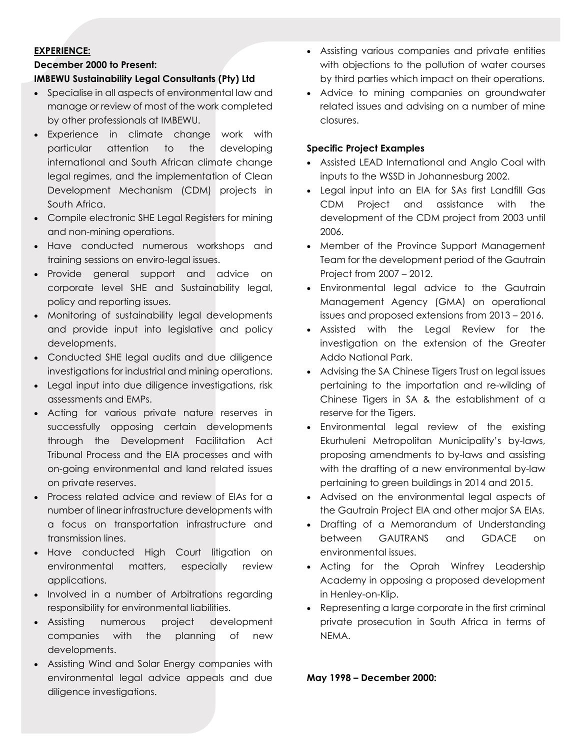**EXPERIENCE:**

**December 2000 to Present:**

**IMBEWU Sustainability Legal Consultants (Pty) Ltd**

- Specialise in all aspects of environmental law and manage or review of most of the work completed by other professionals at IMBEWU.
- Experience in climate change work with particular attention to the developing international and South African climate change legal regimes, and the implementation of Clean Development Mechanism (CDM) projects in South Africa.
- Compile electronic SHE Legal Registers for mining and non-mining operations.
- Have conducted numerous workshops and training sessions on enviro-legal issues.
- Provide general support and advice on corporate level SHE and Sustainability legal, policy and reporting issues.
- Monitoring of sustainability legal developments and provide input into legislative and policy developments.
- Conducted SHE legal audits and due diligence investigations for industrial and mining operations.
- Legal input into due diligence investigations, risk assessments and EMPs.
- Acting for various private nature reserves in successfully opposing certain developments through the Development Facilitation Act Tribunal Process and the EIA processes and with on-going environmental and land related issues on private reserves.
- Process related advice and review of EIAs for a number of linear infrastructure developments with a focus on transportation infrastructure and transmission lines.
- Have conducted High Court litigation on environmental matters, especially review applications.
- Involved in a number of Arbitrations regarding responsibility for environmental liabilities.
- Assisting numerous project development companies with the planning of new developments.
- Assisting Wind and Solar Energy companies with environmental legal advice appeals and due diligence investigations.
- Assisting various companies and private entities with objections to the pollution of water courses by third parties which impact on their operations.
- Advice to mining companies on groundwater related issues and advising on a number of mine closures.

**Specific Project Examples**

- Assisted LEAD International and Anglo Coal with inputs to the WSSD in Johannesburg 2002.
- Legal input into an EIA for SAs first Landfill Gas CDM Project and assistance with the development of the CDM project from 2003 until 2006.
- Member of the Province Support Management Team for the development period of the Gautrain Project from 2007 – 2012.
- Environmental legal advice to the Gautrain Management Agency (GMA) on operational issues and proposed extensions from 2013 – 2016.
- Assisted with the Legal Review for the investigation on the extension of the Greater Addo National Park.
- Advising the SA Chinese Tigers Trust on legal issues pertaining to the importation and re-wilding of Chinese Tigers in SA & the establishment of a reserve for the Tigers.
- Environmental legal review of the existing Ekurhuleni Metropolitan Municipality's by-laws, proposing amendments to by-laws and assisting with the drafting of a new environmental by-law pertaining to green buildings in 2014 and 2015.
- Advised on the environmental legal aspects of the Gautrain Project EIA and other major SA EIAs.
- Drafting of a Memorandum of Understanding between GAUTRANS and GDACE on environmental issues.
- Acting for the Oprah Winfrey Leadership Academy in opposing a proposed development in Henley-on-Klip.
- Representing a large corporate in the first criminal private prosecution in South Africa in terms of NEMA.

**May 1998 – December 2000:**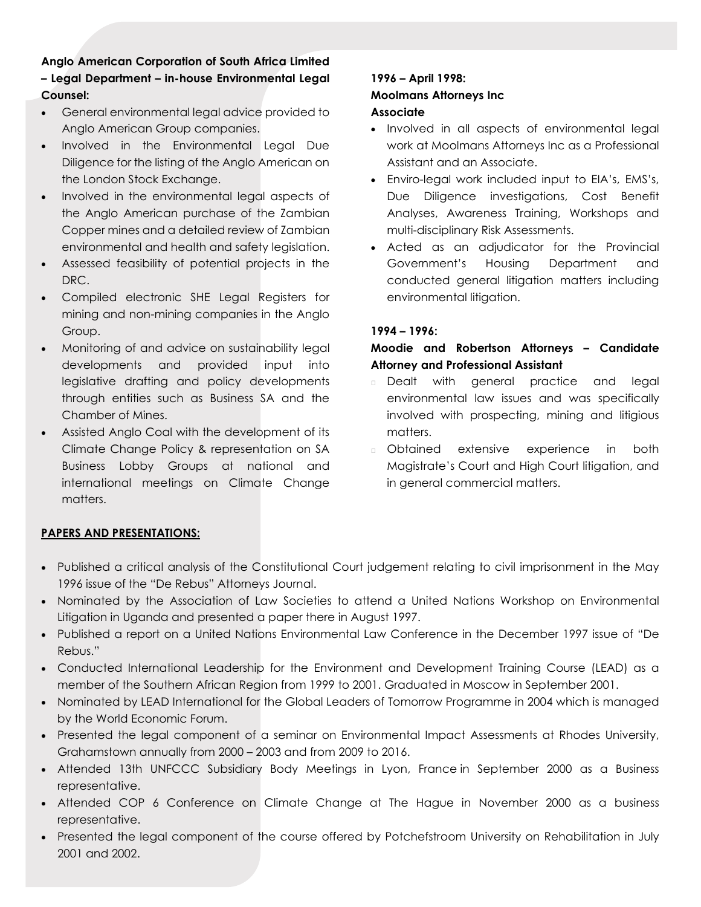**Anglo American Corporation of South Africa Limited – Legal Department – in-house Environmental Legal Counsel:**

- General environmental legal advice provided to Anglo American Group companies.
- Involved in the Environmental Legal Due Diligence for the listing of the Anglo American on the London Stock Exchange.
- Involved in the environmental legal aspects of the Anglo American purchase of the Zambian Copper mines and a detailed review of Zambian environmental and health and safety legislation.
- Assessed feasibility of potential projects in the DRC.
- Compiled electronic SHE Legal Registers for mining and non-mining companies in the Anglo Group.
- Monitoring of and advice on sustainability legal developments and provided input into legislative drafting and policy developments through entities such as Business SA and the Chamber of Mines.
- Assisted Anglo Coal with the development of its Climate Change Policy & representation on SA Business Lobby Groups at national and international meetings on Climate Change matters.

**1996 – April 1998:**
**Moolmans Attorneys Inc**
**Associate**

- Involved in all aspects of environmental legal work at Moolmans Attorneys Inc as a Professional Assistant and an Associate.
- Enviro-legal work included input to EIA's, EMS's, Due Diligence investigations, Cost Benefit Analyses, Awareness Training, Workshops and multi-disciplinary Risk Assessments.
- Acted as an adjudicator for the Provincial Government's Housing Department and conducted general litigation matters including environmental litigation.

**1994 – 1996:**

**Moodie and Robertson Attorneys – Candidate Attorney and Professional Assistant**

- Dealt with general practice and legal environmental law issues and was specifically involved with prospecting, mining and litigious matters.
- Obtained extensive experience in both Magistrate's Court and High Court litigation, and in general commercial matters.

**<u>PAPERS AND PRESENTATIONS:</u>**

- Published a critical analysis of the Constitutional Court judgement relating to civil imprisonment in the May 1996 issue of the "De Rebus" Attorneys Journal.
- Nominated by the Association of Law Societies to attend a United Nations Workshop on Environmental Litigation in Uganda and presented a paper there in August 1997.
- Published a report on a United Nations Environmental Law Conference in the December 1997 issue of "De Rebus."
- Conducted International Leadership for the Environment and Development Training Course (LEAD) as a member of the Southern African Region from 1999 to 2001. Graduated in Moscow in September 2001.
- Nominated by LEAD International for the Global Leaders of Tomorrow Programme in 2004 which is managed by the World Economic Forum.
- Presented the legal component of a seminar on Environmental Impact Assessments at Rhodes University, Grahamstown annually from 2000 – 2003 and from 2009 to 2016.
- Attended 13th UNFCCC Subsidiary Body Meetings in Lyon, France in September 2000 as a Business representative.
- Attended COP 6 Conference on Climate Change at The Hague in November 2000 as a business representative.
- Presented the legal component of the course offered by Potchefstroom University on Rehabilitation in July 2001 and 2002.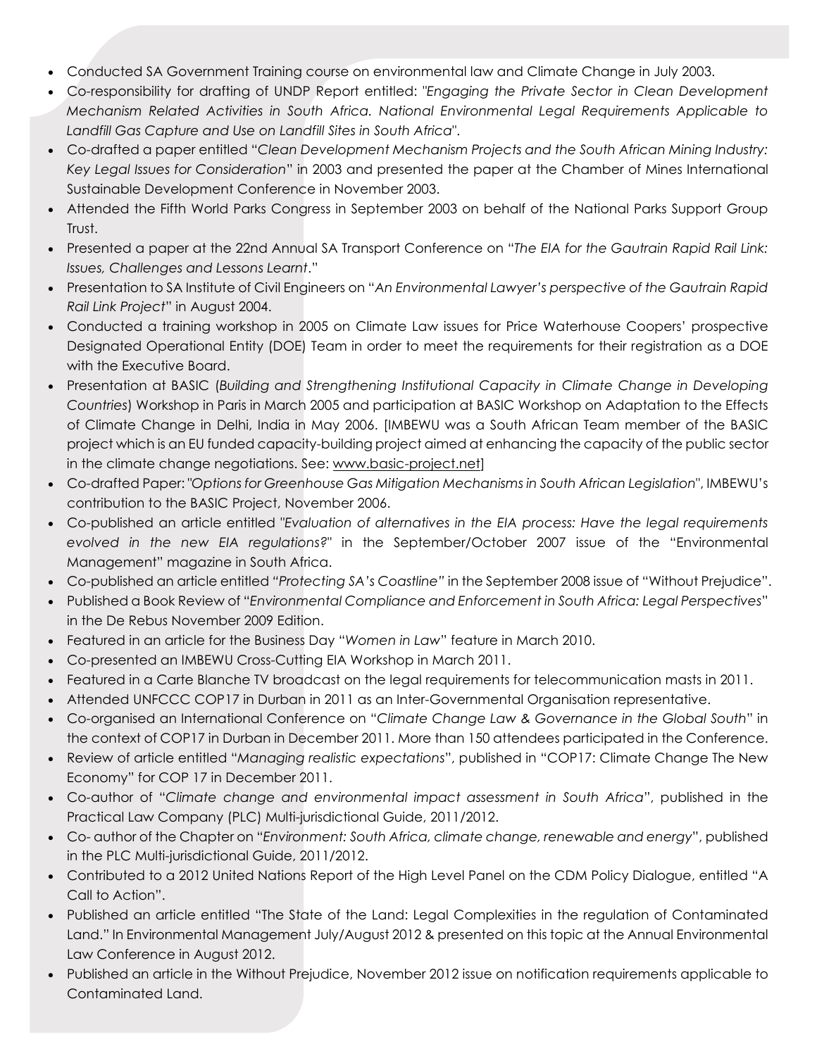- Conducted SA Government Training course on environmental law and Climate Change in July 2003.
- Co-responsibility for drafting of UNDP Report entitled: "*Engaging the Private Sector in Clean Development Mechanism Related Activities in South Africa. National Environmental Legal Requirements Applicable to Landfill Gas Capture and Use on Landfill Sites in South Africa*".
- Co-drafted a paper entitled "*Clean Development Mechanism Projects and the South African Mining Industry: Key Legal Issues for Consideration*" in 2003 and presented the paper at the Chamber of Mines International Sustainable Development Conference in November 2003.
- Attended the Fifth World Parks Congress in September 2003 on behalf of the National Parks Support Group Trust.
- Presented a paper at the 22nd Annual SA Transport Conference on "*The EIA for the Gautrain Rapid Rail Link: Issues, Challenges and Lessons Learnt*."
- Presentation to SA Institute of Civil Engineers on "*An Environmental Lawyer's perspective of the Gautrain Rapid Rail Link Project*" in August 2004.
- Conducted a training workshop in 2005 on Climate Law issues for Price Waterhouse Coopers' prospective Designated Operational Entity (DOE) Team in order to meet the requirements for their registration as a DOE with the Executive Board.
- Presentation at BASIC (*Building and Strengthening Institutional Capacity in Climate Change in Developing Countries*) Workshop in Paris in March 2005 and participation at BASIC Workshop on Adaptation to the Effects of Climate Change in Delhi, India in May 2006. [IMBEWU was a South African Team member of the BASIC project which is an EU funded capacity-building project aimed at enhancing the capacity of the public sector in the climate change negotiations. See: www.basic-project.net]
- Co-drafted Paper: "*Options for Greenhouse Gas Mitigation Mechanisms in South African Legislation*", IMBEWU's contribution to the BASIC Project, November 2006.
- Co-published an article entitled "*Evaluation of alternatives in the EIA process: Have the legal requirements evolved in the new EIA regulations?*" in the September/October 2007 issue of the "Environmental Management" magazine in South Africa.
- Co-published an article entitled *"Protecting SA's Coastline"* in the September 2008 issue of "Without Prejudice".
- Published a Book Review of "*Environmental Compliance and Enforcement in South Africa: Legal Perspectives*" in the De Rebus November 2009 Edition.
- Featured in an article for the Business Day "*Women in Law*" feature in March 2010.
- Co-presented an IMBEWU Cross-Cutting EIA Workshop in March 2011.
- Featured in a Carte Blanche TV broadcast on the legal requirements for telecommunication masts in 2011.
- Attended UNFCCC COP17 in Durban in 2011 as an Inter-Governmental Organisation representative.
- Co-organised an International Conference on "*Climate Change Law & Governance in the Global South*" in the context of COP17 in Durban in December 2011. More than 150 attendees participated in the Conference.
- Review of article entitled "*Managing realistic expectations*", published in "COP17: Climate Change The New Economy" for COP 17 in December 2011.
- Co-author of "*Climate change and environmental impact assessment in South Africa*", published in the Practical Law Company (PLC) Multi-jurisdictional Guide, 2011/2012.
- Co- author of the Chapter on "*Environment: South Africa, climate change, renewable and energy*", published in the PLC Multi-jurisdictional Guide, 2011/2012.
- Contributed to a 2012 United Nations Report of the High Level Panel on the CDM Policy Dialogue, entitled "A Call to Action".
- Published an article entitled "The State of the Land: Legal Complexities in the regulation of Contaminated Land." In Environmental Management July/August 2012 & presented on this topic at the Annual Environmental Law Conference in August 2012.
- Published an article in the Without Prejudice, November 2012 issue on notification requirements applicable to Contaminated Land.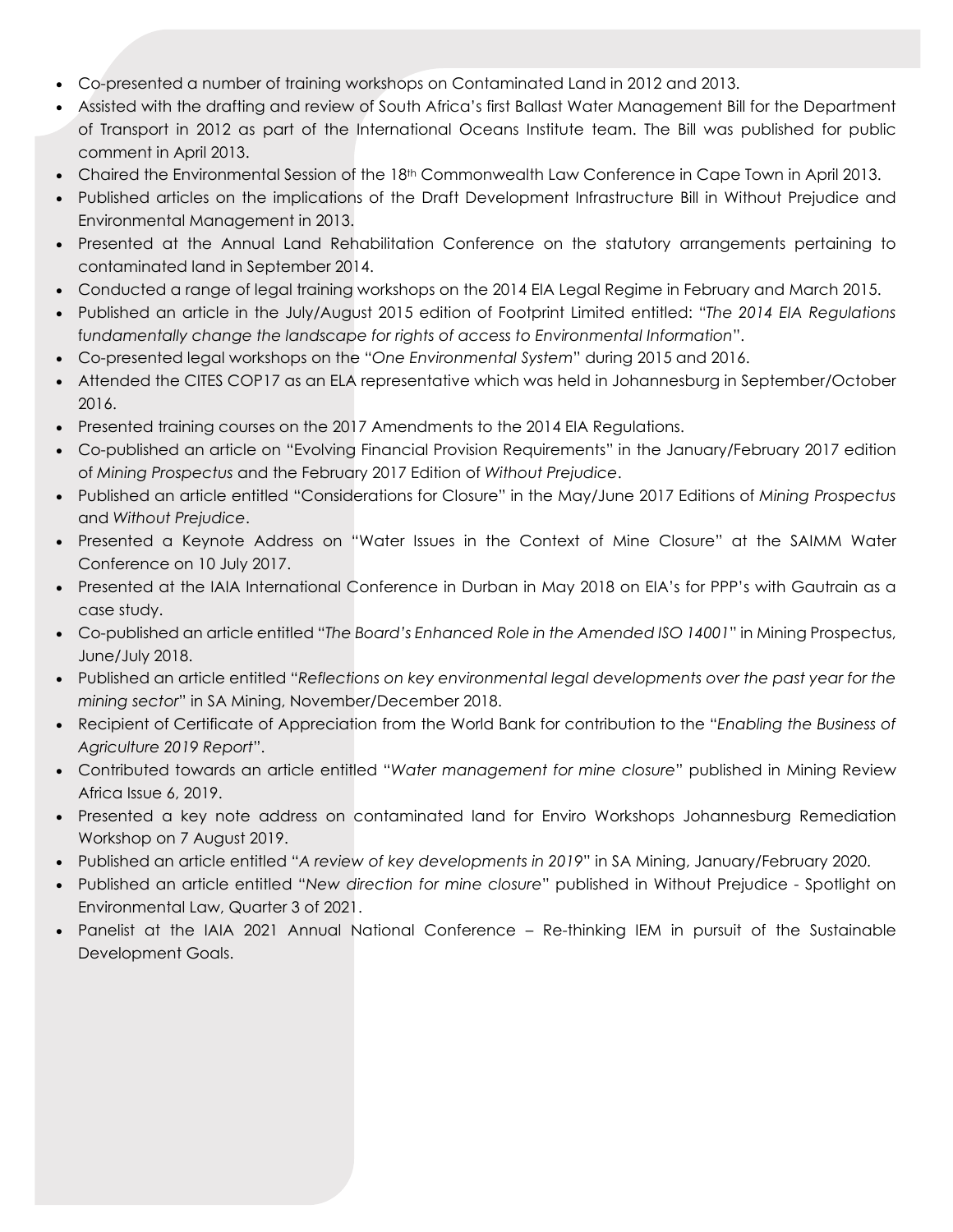- Co-presented a number of training workshops on Contaminated Land in 2012 and 2013.
- Assisted with the drafting and review of South Africa's first Ballast Water Management Bill for the Department of Transport in 2012 as part of the International Oceans Institute team. The Bill was published for public comment in April 2013.
- Chaired the Environmental Session of the 18th Commonwealth Law Conference in Cape Town in April 2013.
- Published articles on the implications of the Draft Development Infrastructure Bill in Without Prejudice and Environmental Management in 2013.
- Presented at the Annual Land Rehabilitation Conference on the statutory arrangements pertaining to contaminated land in September 2014.
- Conducted a range of legal training workshops on the 2014 EIA Legal Regime in February and March 2015.
- Published an article in the July/August 2015 edition of Footprint Limited entitled: "*The 2014 EIA Regulations fundamentally change the landscape for rights of access to Environmental Information*".
- Co-presented legal workshops on the "*One Environmental System*" during 2015 and 2016.
- Attended the CITES COP17 as an ELA representative which was held in Johannesburg in September/October 2016.
- Presented training courses on the 2017 Amendments to the 2014 EIA Regulations.
- Co-published an article on "Evolving Financial Provision Requirements" in the January/February 2017 edition of *Mining Prospectus* and the February 2017 Edition of *Without Prejudice*.
- Published an article entitled "Considerations for Closure" in the May/June 2017 Editions of *Mining Prospectus* and *Without Prejudice*.
- Presented a Keynote Address on "Water Issues in the Context of Mine Closure" at the SAIMM Water Conference on 10 July 2017.
- Presented at the IAIA International Conference in Durban in May 2018 on EIA's for PPP's with Gautrain as a case study.
- Co-published an article entitled "*The Board's Enhanced Role in the Amended ISO 14001*" in Mining Prospectus, June/July 2018.
- Published an article entitled "*Reflections on key environmental legal developments over the past year for the mining sector*" in SA Mining, November/December 2018.
- Recipient of Certificate of Appreciation from the World Bank for contribution to the "*Enabling the Business of Agriculture 2019 Report*".
- Contributed towards an article entitled "*Water management for mine closure*" published in Mining Review Africa Issue 6, 2019.
- Presented a key note address on contaminated land for Enviro Workshops Johannesburg Remediation Workshop on 7 August 2019.
- Published an article entitled "*A review of key developments in 2019*" in SA Mining, January/February 2020.
- Published an article entitled "*New direction for mine closure*" published in Without Prejudice - Spotlight on Environmental Law, Quarter 3 of 2021.
- Panelist at the IAIA 2021 Annual National Conference – Re-thinking IEM in pursuit of the Sustainable Development Goals.